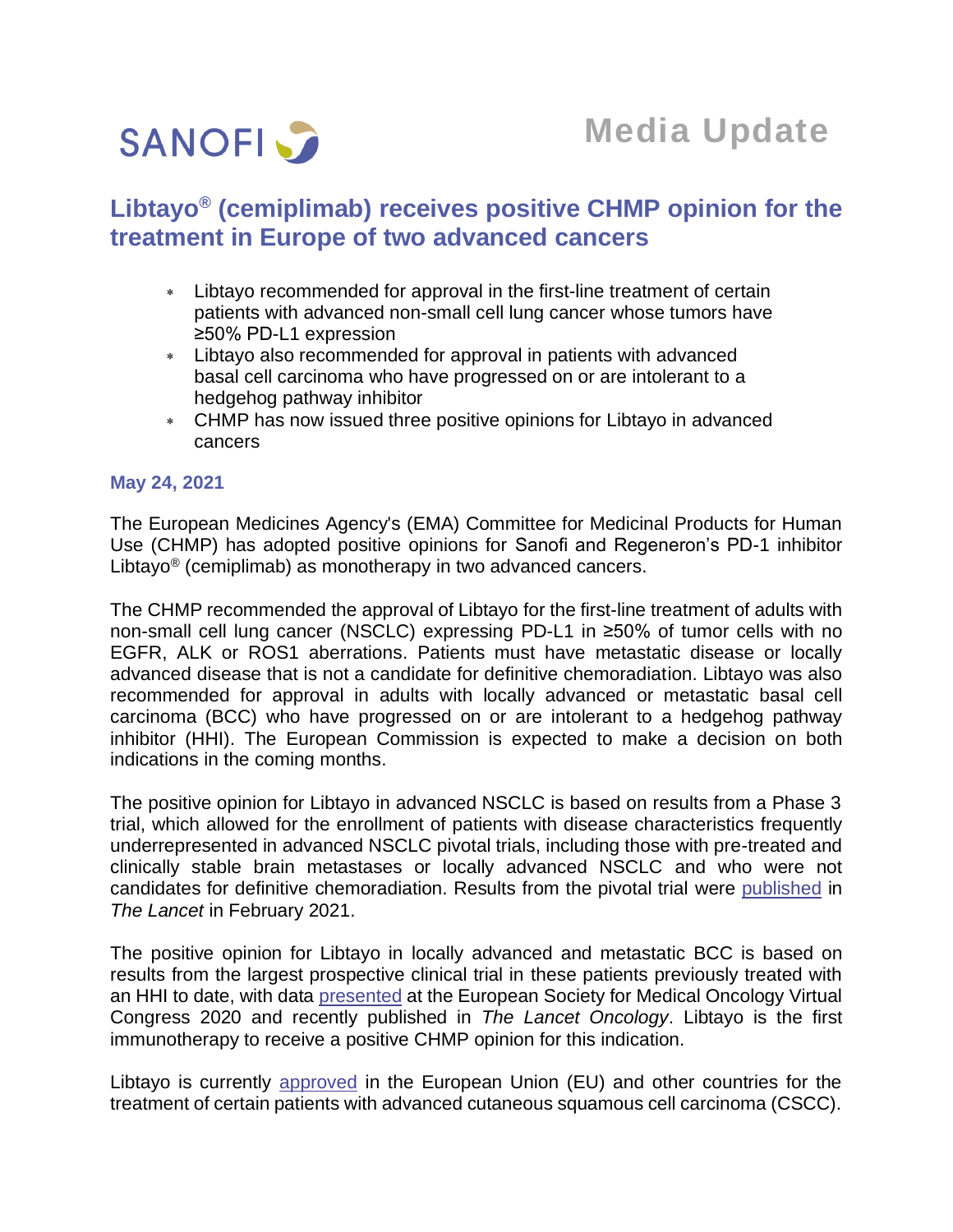SANOFI

**Media Update**

# Libtayo® (cemiplimab) receives positive CHMP opinion for the treatment in Europe of two advanced cancers

- Libtayo recommended for approval in the first-line treatment of certain patients with advanced non-small cell lung cancer whose tumors have ≥50% PD-L1 expression
- Libtayo also recommended for approval in patients with advanced basal cell carcinoma who have progressed on or are intolerant to a hedgehog pathway inhibitor
- CHMP has now issued three positive opinions for Libtayo in advanced cancers

**May 24, 2021**

The European Medicines Agency's (EMA) Committee for Medicinal Products for Human Use (CHMP) has adopted positive opinions for Sanofi and Regeneron's PD-1 inhibitor Libtayo® (cemiplimab) as monotherapy in two advanced cancers.

The CHMP recommended the approval of Libtayo for the first-line treatment of adults with non-small cell lung cancer (NSCLC) expressing PD-L1 in ≥50% of tumor cells with no EGFR, ALK or ROS1 aberrations. Patients must have metastatic disease or locally advanced disease that is not a candidate for definitive chemoradiation. Libtayo was also recommended for approval in adults with locally advanced or metastatic basal cell carcinoma (BCC) who have progressed on or are intolerant to a hedgehog pathway inhibitor (HHI). The European Commission is expected to make a decision on both indications in the coming months.

The positive opinion for Libtayo in advanced NSCLC is based on results from a Phase 3 trial, which allowed for the enrollment of patients with disease characteristics frequently underrepresented in advanced NSCLC pivotal trials, including those with pre-treated and clinically stable brain metastases or locally advanced NSCLC and who were not candidates for definitive chemoradiation. Results from the pivotal trial were published in *The Lancet* in February 2021.

The positive opinion for Libtayo in locally advanced and metastatic BCC is based on results from the largest prospective clinical trial in these patients previously treated with an HHI to date, with data presented at the European Society for Medical Oncology Virtual Congress 2020 and recently published in *The Lancet Oncology*. Libtayo is the first immunotherapy to receive a positive CHMP opinion for this indication.

Libtayo is currently approved in the European Union (EU) and other countries for the treatment of certain patients with advanced cutaneous squamous cell carcinoma (CSCC).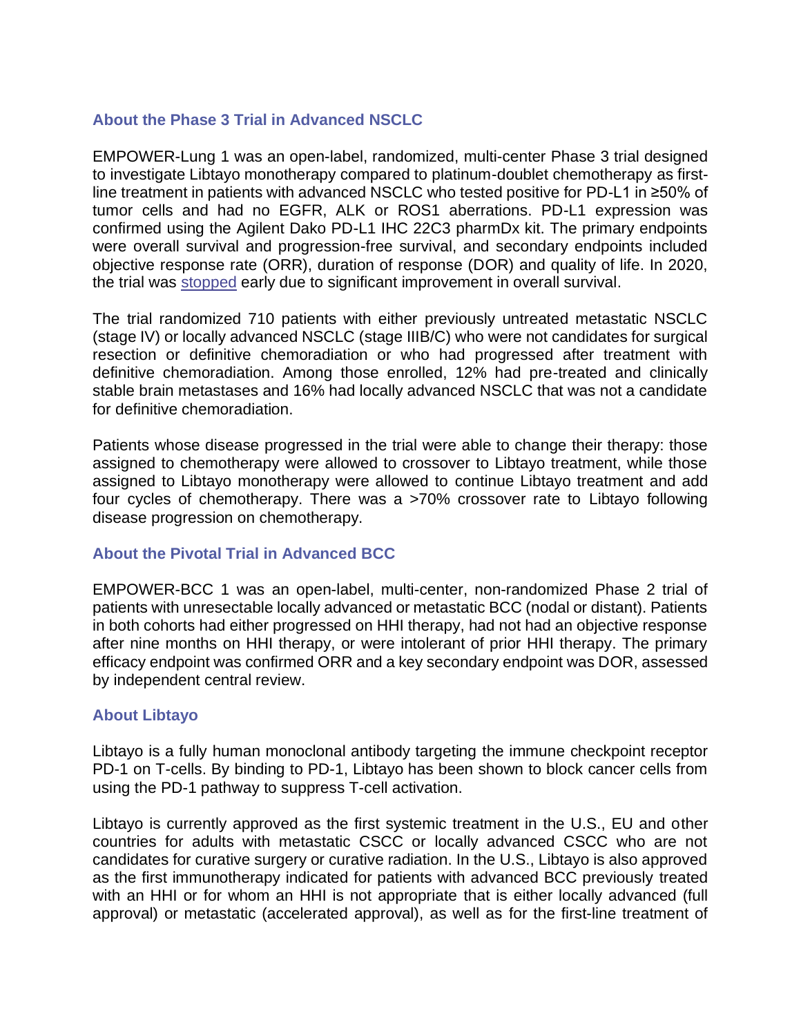### About the Phase 3 Trial in Advanced NSCLC

EMPOWER-Lung 1 was an open-label, randomized, multi-center Phase 3 trial designed to investigate Libtayo monotherapy compared to platinum-doublet chemotherapy as first-line treatment in patients with advanced NSCLC who tested positive for PD-L1 in ≥50% of tumor cells and had no EGFR, ALK or ROS1 aberrations. PD-L1 expression was confirmed using the Agilent Dako PD-L1 IHC 22C3 pharmDx kit. The primary endpoints were overall survival and progression-free survival, and secondary endpoints included objective response rate (ORR), duration of response (DOR) and quality of life. In 2020, the trial was stopped early due to significant improvement in overall survival.

The trial randomized 710 patients with either previously untreated metastatic NSCLC (stage IV) or locally advanced NSCLC (stage IIIB/C) who were not candidates for surgical resection or definitive chemoradiation or who had progressed after treatment with definitive chemoradiation. Among those enrolled, 12% had pre-treated and clinically stable brain metastases and 16% had locally advanced NSCLC that was not a candidate for definitive chemoradiation.

Patients whose disease progressed in the trial were able to change their therapy: those assigned to chemotherapy were allowed to crossover to Libtayo treatment, while those assigned to Libtayo monotherapy were allowed to continue Libtayo treatment and add four cycles of chemotherapy. There was a >70% crossover rate to Libtayo following disease progression on chemotherapy.

### About the Pivotal Trial in Advanced BCC

EMPOWER-BCC 1 was an open-label, multi-center, non-randomized Phase 2 trial of patients with unresectable locally advanced or metastatic BCC (nodal or distant). Patients in both cohorts had either progressed on HHI therapy, had not had an objective response after nine months on HHI therapy, or were intolerant of prior HHI therapy. The primary efficacy endpoint was confirmed ORR and a key secondary endpoint was DOR, assessed by independent central review.

### About Libtayo

Libtayo is a fully human monoclonal antibody targeting the immune checkpoint receptor PD-1 on T-cells. By binding to PD-1, Libtayo has been shown to block cancer cells from using the PD-1 pathway to suppress T-cell activation.

Libtayo is currently approved as the first systemic treatment in the U.S., EU and other countries for adults with metastatic CSCC or locally advanced CSCC who are not candidates for curative surgery or curative radiation. In the U.S., Libtayo is also approved as the first immunotherapy indicated for patients with advanced BCC previously treated with an HHI or for whom an HHI is not appropriate that is either locally advanced (full approval) or metastatic (accelerated approval), as well as for the first-line treatment of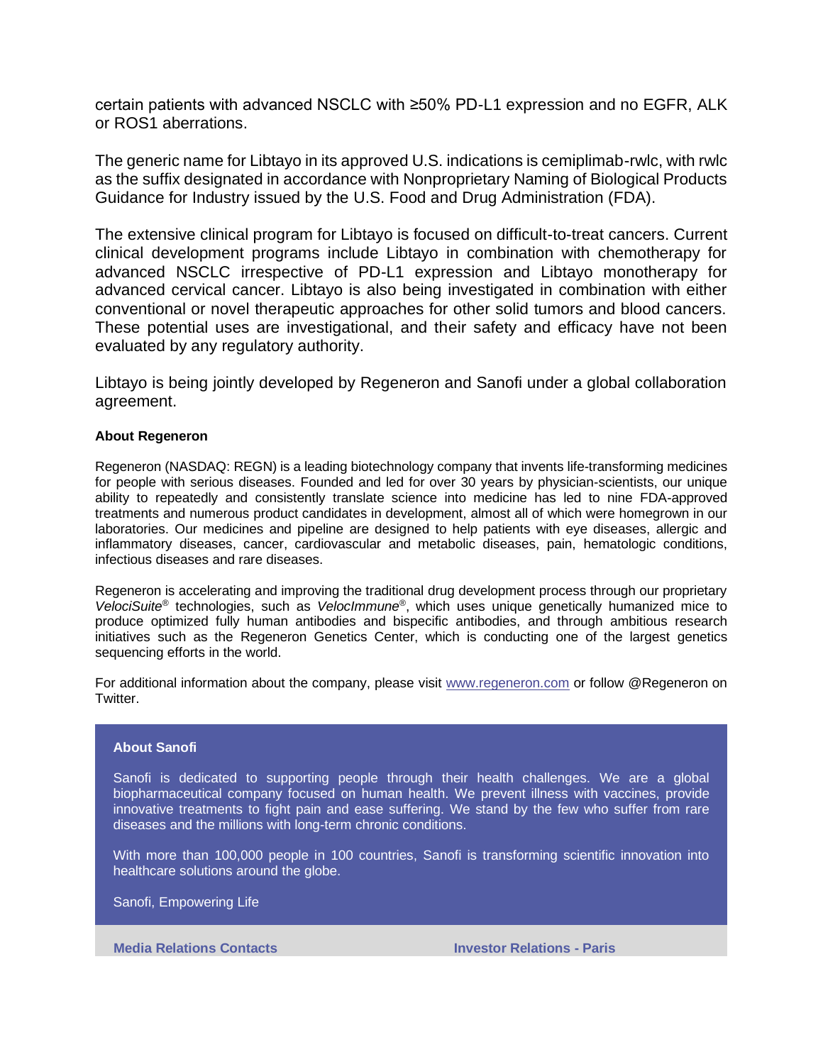certain patients with advanced NSCLC with ≥50% PD-L1 expression and no EGFR, ALK or ROS1 aberrations.

The generic name for Libtayo in its approved U.S. indications is cemiplimab-rwlc, with rwlc as the suffix designated in accordance with Nonproprietary Naming of Biological Products Guidance for Industry issued by the U.S. Food and Drug Administration (FDA).

The extensive clinical program for Libtayo is focused on difficult-to-treat cancers. Current clinical development programs include Libtayo in combination with chemotherapy for advanced NSCLC irrespective of PD-L1 expression and Libtayo monotherapy for advanced cervical cancer. Libtayo is also being investigated in combination with either conventional or novel therapeutic approaches for other solid tumors and blood cancers. These potential uses are investigational, and their safety and efficacy have not been evaluated by any regulatory authority.

Libtayo is being jointly developed by Regeneron and Sanofi under a global collaboration agreement.

**About Regeneron**

Regeneron (NASDAQ: REGN) is a leading biotechnology company that invents life-transforming medicines for people with serious diseases. Founded and led for over 30 years by physician-scientists, our unique ability to repeatedly and consistently translate science into medicine has led to nine FDA-approved treatments and numerous product candidates in development, almost all of which were homegrown in our laboratories. Our medicines and pipeline are designed to help patients with eye diseases, allergic and inflammatory diseases, cancer, cardiovascular and metabolic diseases, pain, hematologic conditions, infectious diseases and rare diseases.

Regeneron is accelerating and improving the traditional drug development process through our proprietary *VelociSuite*® technologies, such as *VelocImmune*®, which uses unique genetically humanized mice to produce optimized fully human antibodies and bispecific antibodies, and through ambitious research initiatives such as the Regeneron Genetics Center, which is conducting one of the largest genetics sequencing efforts in the world.

For additional information about the company, please visit www.regeneron.com or follow @Regeneron on Twitter.

**About Sanofi**

Sanofi is dedicated to supporting people through their health challenges. We are a global biopharmaceutical company focused on human health. We prevent illness with vaccines, provide innovative treatments to fight pain and ease suffering. We stand by the few who suffer from rare diseases and the millions with long-term chronic conditions.

With more than 100,000 people in 100 countries, Sanofi is transforming scientific innovation into healthcare solutions around the globe.

Sanofi, Empowering Life

**Media Relations Contacts**

**Investor Relations - Paris**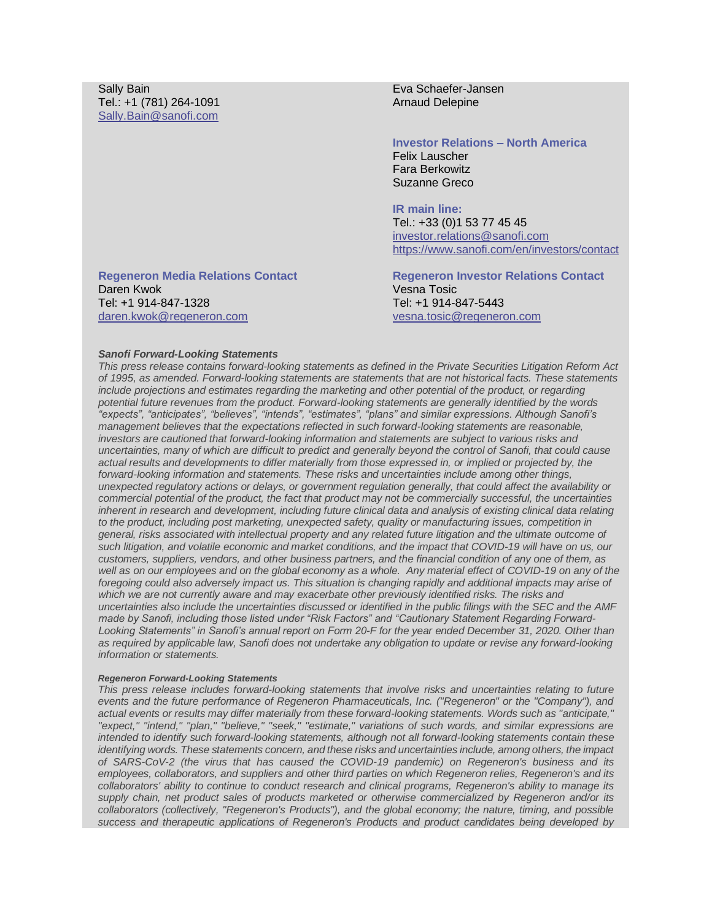Sally Bain
Tel.: +1 (781) 264-1091
Sally.Bain@sanofi.com

Eva Schaefer-Jansen
Arnaud Delepine

**Investor Relations – North America**
Felix Lauscher
Fara Berkowitz
Suzanne Greco

**IR main line:**
Tel.: +33 (0)1 53 77 45 45
investor.relations@sanofi.com
https://www.sanofi.com/en/investors/contact

**Regeneron Media Relations Contact**
Daren Kwok
Tel: +1 914-847-1328
daren.kwok@regeneron.com

**Regeneron Investor Relations Contact**
Vesna Tosic
Tel: +1 914-847-5443
vesna.tosic@regeneron.com

***Sanofi Forward-Looking Statements***

*This press release contains forward-looking statements as defined in the Private Securities Litigation Reform Act of 1995, as amended. Forward-looking statements are statements that are not historical facts. These statements include projections and estimates regarding the marketing and other potential of the product, or regarding potential future revenues from the product. Forward-looking statements are generally identified by the words "expects", "anticipates", "believes", "intends", "estimates", "plans" and similar expressions. Although Sanofi's management believes that the expectations reflected in such forward-looking statements are reasonable, investors are cautioned that forward-looking information and statements are subject to various risks and uncertainties, many of which are difficult to predict and generally beyond the control of Sanofi, that could cause actual results and developments to differ materially from those expressed in, or implied or projected by, the forward-looking information and statements. These risks and uncertainties include among other things, unexpected regulatory actions or delays, or government regulation generally, that could affect the availability or commercial potential of the product, the fact that product may not be commercially successful, the uncertainties inherent in research and development, including future clinical data and analysis of existing clinical data relating to the product, including post marketing, unexpected safety, quality or manufacturing issues, competition in general, risks associated with intellectual property and any related future litigation and the ultimate outcome of such litigation, and volatile economic and market conditions, and the impact that COVID-19 will have on us, our customers, suppliers, vendors, and other business partners, and the financial condition of any one of them, as well as on our employees and on the global economy as a whole. Any material effect of COVID-19 on any of the foregoing could also adversely impact us. This situation is changing rapidly and additional impacts may arise of which we are not currently aware and may exacerbate other previously identified risks. The risks and uncertainties also include the uncertainties discussed or identified in the public filings with the SEC and the AMF made by Sanofi, including those listed under "Risk Factors" and "Cautionary Statement Regarding Forward-Looking Statements" in Sanofi's annual report on Form 20-F for the year ended December 31, 2020. Other than as required by applicable law, Sanofi does not undertake any obligation to update or revise any forward-looking information or statements.*

***Regeneron Forward-Looking Statements***

*This press release includes forward-looking statements that involve risks and uncertainties relating to future events and the future performance of Regeneron Pharmaceuticals, Inc. ("Regeneron" or the "Company"), and actual events or results may differ materially from these forward-looking statements. Words such as "anticipate," "expect," "intend," "plan," "believe," "seek," "estimate," variations of such words, and similar expressions are intended to identify such forward-looking statements, although not all forward-looking statements contain these identifying words. These statements concern, and these risks and uncertainties include, among others, the impact of SARS-CoV-2 (the virus that has caused the COVID-19 pandemic) on Regeneron's business and its employees, collaborators, and suppliers and other third parties on which Regeneron relies, Regeneron's and its collaborators' ability to continue to conduct research and clinical programs, Regeneron's ability to manage its supply chain, net product sales of products marketed or otherwise commercialized by Regeneron and/or its collaborators (collectively, "Regeneron's Products"), and the global economy; the nature, timing, and possible success and therapeutic applications of Regeneron's Products and product candidates being developed by*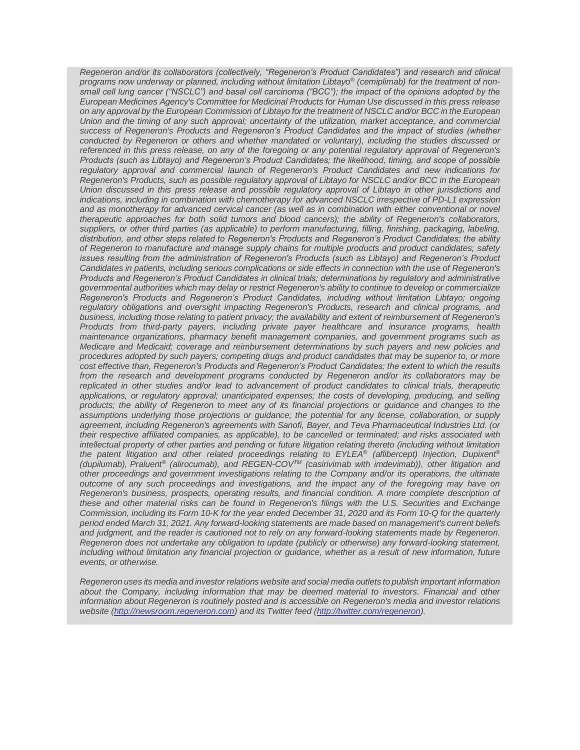*Regeneron and/or its collaborators (collectively, "Regeneron's Product Candidates") and research and clinical programs now underway or planned, including without limitation Libtayo® (cemiplimab) for the treatment of non-small cell lung cancer ("NSCLC") and basal cell carcinoma ("BCC"); the impact of the opinions adopted by the European Medicines Agency's Committee for Medicinal Products for Human Use discussed in this press release on any approval by the European Commission of Libtayo for the treatment of NSCLC and/or BCC in the European Union and the timing of any such approval; uncertainty of the utilization, market acceptance, and commercial success of Regeneron's Products and Regeneron's Product Candidates and the impact of studies (whether conducted by Regeneron or others and whether mandated or voluntary), including the studies discussed or referenced in this press release, on any of the foregoing or any potential regulatory approval of Regeneron's Products (such as Libtayo) and Regeneron's Product Candidates; the likelihood, timing, and scope of possible regulatory approval and commercial launch of Regeneron's Product Candidates and new indications for Regeneron's Products, such as possible regulatory approval of Libtayo for NSCLC and/or BCC in the European Union discussed in this press release and possible regulatory approval of Libtayo in other jurisdictions and indications, including in combination with chemotherapy for advanced NSCLC irrespective of PD-L1 expression and as monotherapy for advanced cervical cancer (as well as in combination with either conventional or novel therapeutic approaches for both solid tumors and blood cancers); the ability of Regeneron's collaborators, suppliers, or other third parties (as applicable) to perform manufacturing, filling, finishing, packaging, labeling, distribution, and other steps related to Regeneron's Products and Regeneron's Product Candidates; the ability of Regeneron to manufacture and manage supply chains for multiple products and product candidates; safety issues resulting from the administration of Regeneron's Products (such as Libtayo) and Regeneron's Product Candidates in patients, including serious complications or side effects in connection with the use of Regeneron's Products and Regeneron's Product Candidates in clinical trials; determinations by regulatory and administrative governmental authorities which may delay or restrict Regeneron's ability to continue to develop or commercialize Regeneron's Products and Regeneron's Product Candidates, including without limitation Libtayo; ongoing regulatory obligations and oversight impacting Regeneron's Products, research and clinical programs, and business, including those relating to patient privacy; the availability and extent of reimbursement of Regeneron's Products from third-party payers, including private payer healthcare and insurance programs, health maintenance organizations, pharmacy benefit management companies, and government programs such as Medicare and Medicaid; coverage and reimbursement determinations by such payers and new policies and procedures adopted by such payers; competing drugs and product candidates that may be superior to, or more cost effective than, Regeneron's Products and Regeneron's Product Candidates; the extent to which the results from the research and development programs conducted by Regeneron and/or its collaborators may be replicated in other studies and/or lead to advancement of product candidates to clinical trials, therapeutic applications, or regulatory approval; unanticipated expenses; the costs of developing, producing, and selling products; the ability of Regeneron to meet any of its financial projections or guidance and changes to the assumptions underlying those projections or guidance; the potential for any license, collaboration, or supply agreement, including Regeneron's agreements with Sanofi, Bayer, and Teva Pharmaceutical Industries Ltd. (or their respective affiliated companies, as applicable), to be cancelled or terminated; and risks associated with intellectual property of other parties and pending or future litigation relating thereto (including without limitation the patent litigation and other related proceedings relating to EYLEA® (aflibercept) Injection, Dupixent® (dupilumab), Praluent® (alirocumab), and REGEN-COV™ (casirivimab with imdevimab)), other litigation and other proceedings and government investigations relating to the Company and/or its operations, the ultimate outcome of any such proceedings and investigations, and the impact any of the foregoing may have on Regeneron's business, prospects, operating results, and financial condition. A more complete description of these and other material risks can be found in Regeneron's filings with the U.S. Securities and Exchange Commission, including its Form 10-K for the year ended December 31, 2020 and its Form 10-Q for the quarterly period ended March 31, 2021. Any forward-looking statements are made based on management's current beliefs and judgment, and the reader is cautioned not to rely on any forward-looking statements made by Regeneron. Regeneron does not undertake any obligation to update (publicly or otherwise) any forward-looking statement, including without limitation any financial projection or guidance, whether as a result of new information, future events, or otherwise.*

*Regeneron uses its media and investor relations website and social media outlets to publish important information about the Company, including information that may be deemed material to investors. Financial and other information about Regeneron is routinely posted and is accessible on Regeneron's media and investor relations website ([http://newsroom.regeneron.com](http://newsroom.regeneron.com)) and its Twitter feed ([http://twitter.com/regeneron](http://twitter.com/regeneron)).*